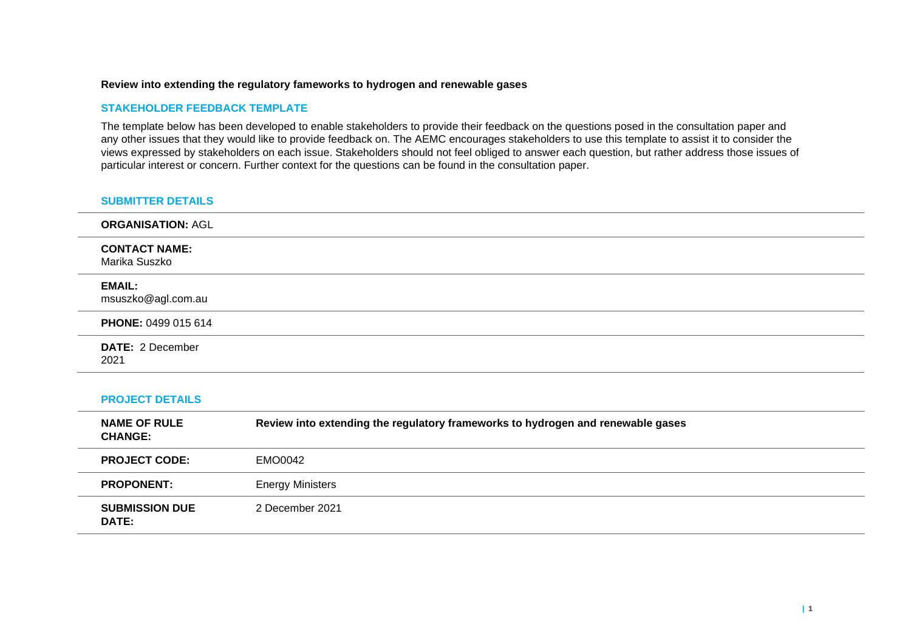**Review into extending the regulatory fameworks to hydrogen and renewable gases**

## STAKEHOLDER FEEDBACK TEMPLATE

The template below has been developed to enable stakeholders to provide their feedback on the questions posed in the consultation paper and any other issues that they would like to provide feedback on. The AEMC encourages stakeholders to use this template to assist it to consider the views expressed by stakeholders on each issue. Stakeholders should not feel obliged to answer each question, but rather address those issues of particular interest or concern. Further context for the questions can be found in the consultation paper.

## SUBMITTER DETAILS

**ORGANISATION:** AGL

**CONTACT NAME:**
Marika Suszko

**EMAIL:**
msuszko@agl.com.au

**PHONE:** 0499 015 614

**DATE:** 2 December 2021

## PROJECT DETAILS

| | |
|---|---|
| **NAME OF RULE CHANGE:** | **Review into extending the regulatory frameworks to hydrogen and renewable gases** |
| **PROJECT CODE:** | EMO0042 |
| **PROPONENT:** | Energy Ministers |
| **SUBMISSION DUE DATE:** | 2 December 2021 |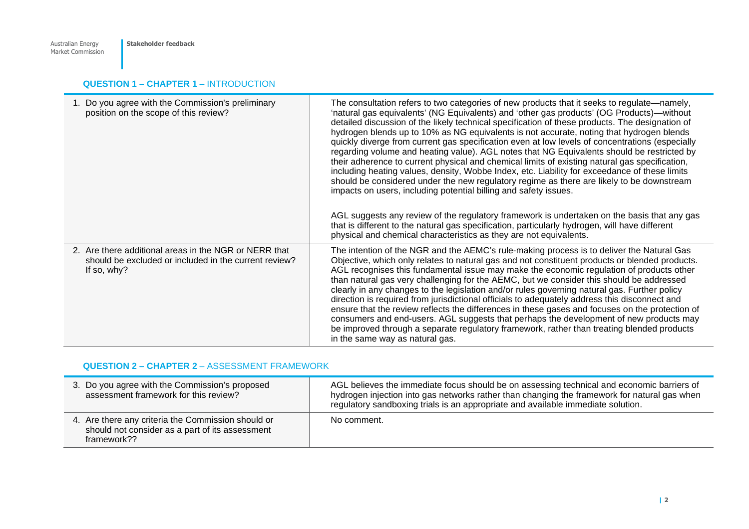### **QUESTION 1 – CHAPTER 1** – INTRODUCTION

| | |
|---|---|
| 1. Do you agree with the Commission's preliminary position on the scope of this review? | The consultation refers to two categories of new products that it seeks to regulate—namely, 'natural gas equivalents' (NG Equivalents) and 'other gas products' (OG Products)—without detailed discussion of the likely technical specification of these products. The designation of hydrogen blends up to 10% as NG equivalents is not accurate, noting that hydrogen blends quickly diverge from current gas specification even at low levels of concentrations (especially regarding volume and heating value). AGL notes that NG Equivalents should be restricted by their adherence to current physical and chemical limits of existing natural gas specification, including heating values, density, Wobbe Index, etc. Liability for exceedance of these limits should be considered under the new regulatory regime as there are likely to be downstream impacts on users, including potential billing and safety issues.<br><br>AGL suggests any review of the regulatory framework is undertaken on the basis that any gas that is different to the natural gas specification, particularly hydrogen, will have different physical and chemical characteristics as they are not equivalents. |
| 2. Are there additional areas in the NGR or NERR that should be excluded or included in the current review? If so, why? | The intention of the NGR and the AEMC's rule-making process is to deliver the Natural Gas Objective, which only relates to natural gas and not constituent products or blended products. AGL recognises this fundamental issue may make the economic regulation of products other than natural gas very challenging for the AEMC, but we consider this should be addressed clearly in any changes to the legislation and/or rules governing natural gas. Further policy direction is required from jurisdictional officials to adequately address this disconnect and ensure that the review reflects the differences in these gases and focuses on the protection of consumers and end-users. AGL suggests that perhaps the development of new products may be improved through a separate regulatory framework, rather than treating blended products in the same way as natural gas. |

### **QUESTION 2 – CHAPTER 2** – ASSESSMENT FRAMEWORK

| | |
|---|---|
| 3. Do you agree with the Commission's proposed assessment framework for this review? | AGL believes the immediate focus should be on assessing technical and economic barriers of hydrogen injection into gas networks rather than changing the framework for natural gas when regulatory sandboxing trials is an appropriate and available immediate solution. |
| 4. Are there any criteria the Commission should or should not consider as a part of its assessment framework?? | No comment. |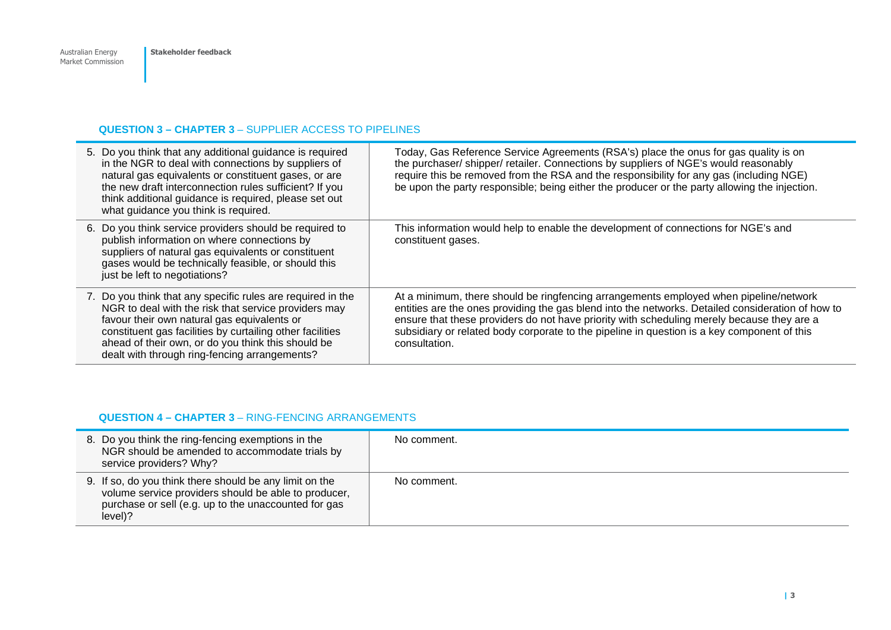### **QUESTION 3 – CHAPTER 3** – SUPPLIER ACCESS TO PIPELINES

| | |
|---|---|
| 5. Do you think that any additional guidance is required in the NGR to deal with connections by suppliers of natural gas equivalents or constituent gases, or are the new draft interconnection rules sufficient? If you think additional guidance is required, please set out what guidance you think is required. | Today, Gas Reference Service Agreements (RSA's) place the onus for gas quality is on the purchaser/ shipper/ retailer. Connections by suppliers of NGE's would reasonably require this be removed from the RSA and the responsibility for any gas (including NGE) be upon the party responsible; being either the producer or the party allowing the injection. |
| 6. Do you think service providers should be required to publish information on where connections by suppliers of natural gas equivalents or constituent gases would be technically feasible, or should this just be left to negotiations? | This information would help to enable the development of connections for NGE's and constituent gases. |
| 7. Do you think that any specific rules are required in the NGR to deal with the risk that service providers may favour their own natural gas equivalents or constituent gas facilities by curtailing other facilities ahead of their own, or do you think this should be dealt with through ring-fencing arrangements? | At a minimum, there should be ringfencing arrangements employed when pipeline/network entities are the ones providing the gas blend into the networks. Detailed consideration of how to ensure that these providers do not have priority with scheduling merely because they are a subsidiary or related body corporate to the pipeline in question is a key component of this consultation. |

### **QUESTION 4 – CHAPTER 3** – RING-FENCING ARRANGEMENTS

| | |
|---|---|
| 8. Do you think the ring-fencing exemptions in the NGR should be amended to accommodate trials by service providers? Why? | No comment. |
| 9. If so, do you think there should be any limit on the volume service providers should be able to producer, purchase or sell (e.g. up to the unaccounted for gas level)? | No comment. |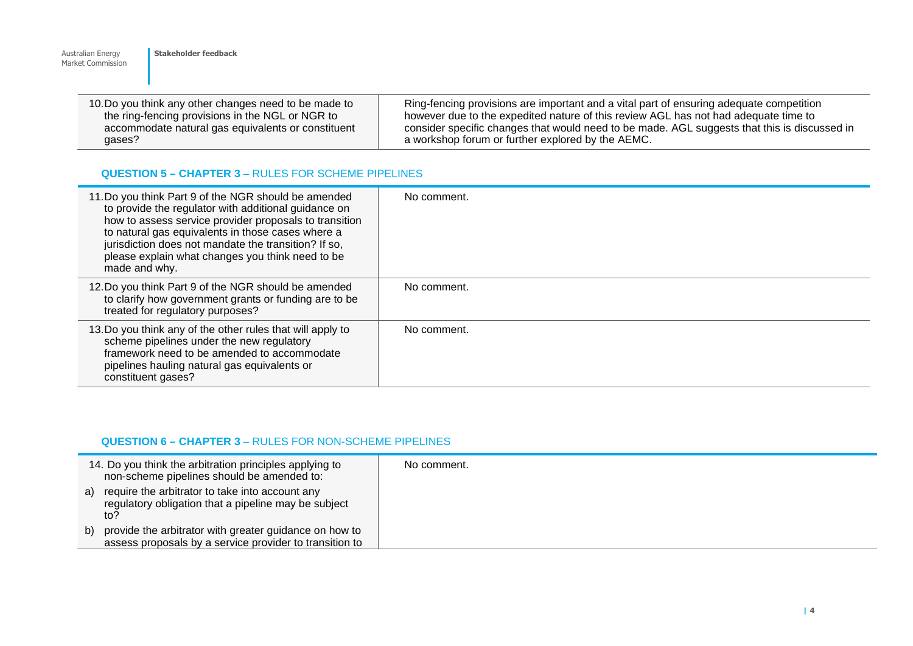| | |
|---|---|
| 10. Do you think any other changes need to be made to the ring-fencing provisions in the NGL or NGR to accommodate natural gas equivalents or constituent gases? | Ring-fencing provisions are important and a vital part of ensuring adequate competition however due to the expedited nature of this review AGL has not had adequate time to consider specific changes that would need to be made. AGL suggests that this is discussed in a workshop forum or further explored by the AEMC. |

### QUESTION 5 – CHAPTER 3 – RULES FOR SCHEME PIPELINES

| | |
|---|---|
| 11. Do you think Part 9 of the NGR should be amended to provide the regulator with additional guidance on how to assess service provider proposals to transition to natural gas equivalents in those cases where a jurisdiction does not mandate the transition? If so, please explain what changes you think need to be made and why. | No comment. |
| 12. Do you think Part 9 of the NGR should be amended to clarify how government grants or funding are to be treated for regulatory purposes? | No comment. |
| 13. Do you think any of the other rules that will apply to scheme pipelines under the new regulatory framework need to be amended to accommodate pipelines hauling natural gas equivalents or constituent gases? | No comment. |

### QUESTION 6 – CHAPTER 3 – RULES FOR NON-SCHEME PIPELINES

| | |
|---|---|
| 14. Do you think the arbitration principles applying to non-scheme pipelines should be amended to:<br>a) require the arbitrator to take into account any regulatory obligation that a pipeline may be subject to?<br>b) provide the arbitrator with greater guidance on how to assess proposals by a service provider to transition to | No comment. |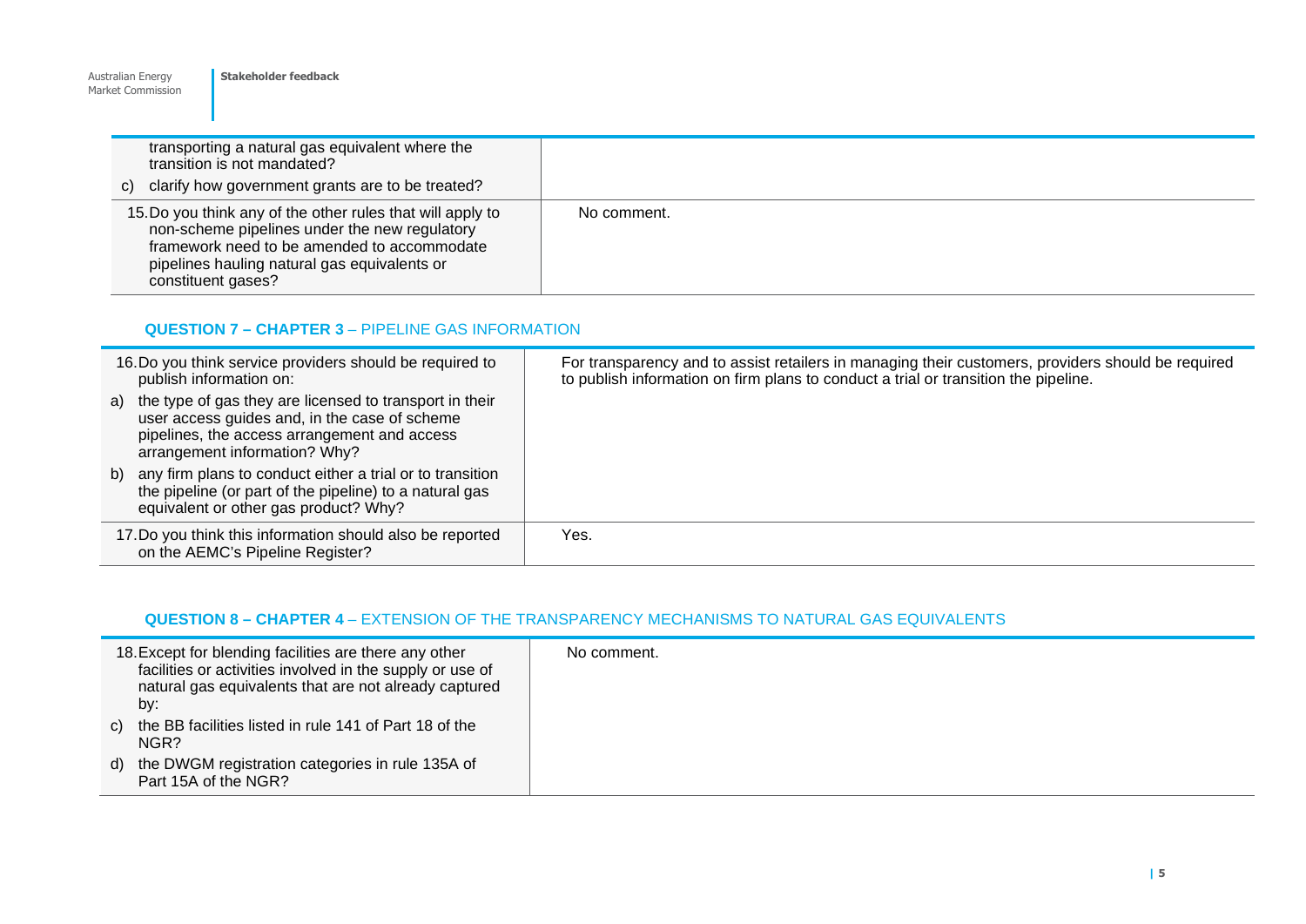| | |
|---|---|
| transporting a natural gas equivalent where the transition is not mandated?<br>c) clarify how government grants are to be treated? | |
| 15. Do you think any of the other rules that will apply to non-scheme pipelines under the new regulatory framework need to be amended to accommodate pipelines hauling natural gas equivalents or constituent gases? | No comment. |

### QUESTION 7 – CHAPTER 3 – PIPELINE GAS INFORMATION

| | |
|---|---|
| 16. Do you think service providers should be required to publish information on:<br>a) the type of gas they are licensed to transport in their user access guides and, in the case of scheme pipelines, the access arrangement and access arrangement information? Why?<br>b) any firm plans to conduct either a trial or to transition the pipeline (or part of the pipeline) to a natural gas equivalent or other gas product? Why? | For transparency and to assist retailers in managing their customers, providers should be required to publish information on firm plans to conduct a trial or transition the pipeline. |
| 17. Do you think this information should also be reported on the AEMC's Pipeline Register? | Yes. |

### QUESTION 8 – CHAPTER 4 – EXTENSION OF THE TRANSPARENCY MECHANISMS TO NATURAL GAS EQUIVALENTS

| | |
|---|---|
| 18. Except for blending facilities are there any other facilities or activities involved in the supply or use of natural gas equivalents that are not already captured by:<br>c) the BB facilities listed in rule 141 of Part 18 of the NGR?<br>d) the DWGM registration categories in rule 135A of Part 15A of the NGR? | No comment. |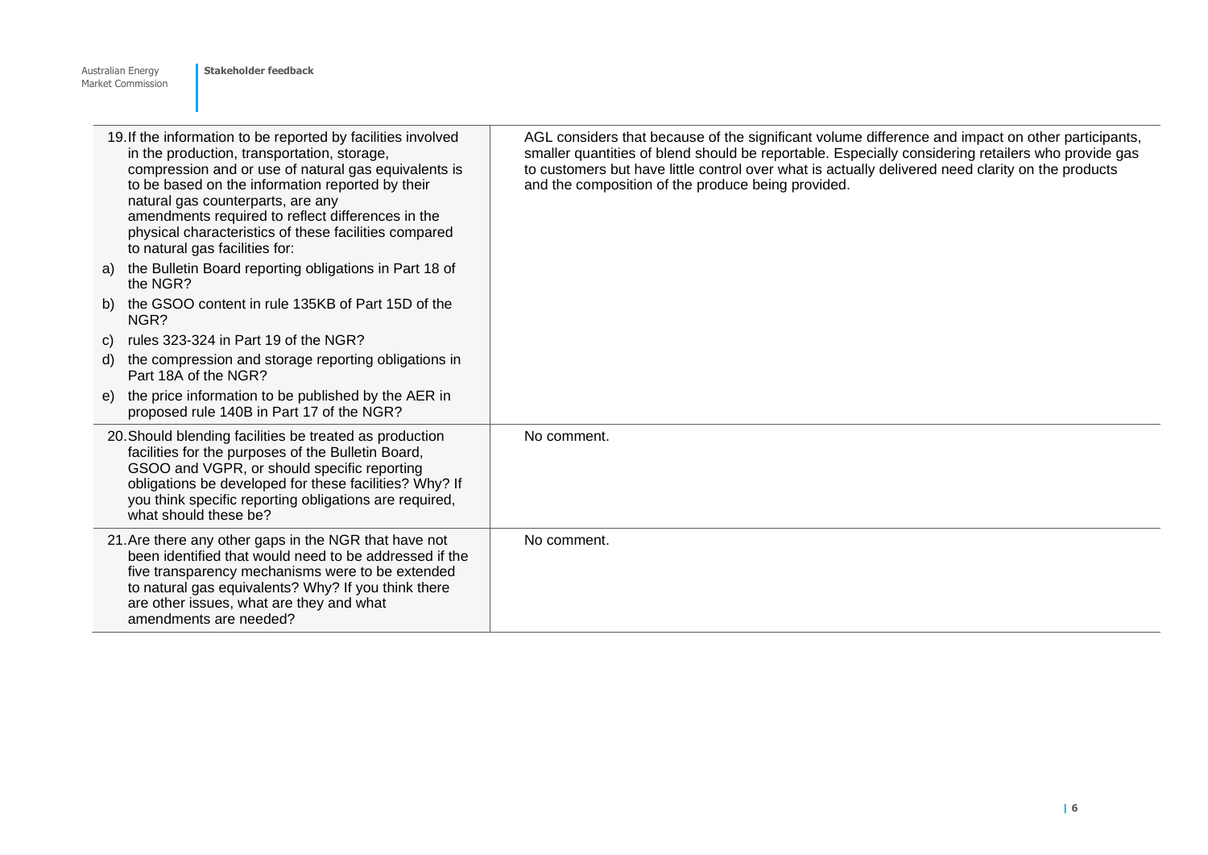| | |
|---|---|
| 19. If the information to be reported by facilities involved in the production, transportation, storage, compression and or use of natural gas equivalents is to be based on the information reported by their natural gas counterparts, are any amendments required to reflect differences in the physical characteristics of these facilities compared to natural gas facilities for:<br>a) the Bulletin Board reporting obligations in Part 18 of the NGR?<br>b) the GSOO content in rule 135KB of Part 15D of the NGR?<br>c) rules 323-324 in Part 19 of the NGR?<br>d) the compression and storage reporting obligations in Part 18A of the NGR?<br>e) the price information to be published by the AER in proposed rule 140B in Part 17 of the NGR? | AGL considers that because of the significant volume difference and impact on other participants, smaller quantities of blend should be reportable. Especially considering retailers who provide gas to customers but have little control over what is actually delivered need clarity on the products and the composition of the produce being provided. |
| 20. Should blending facilities be treated as production facilities for the purposes of the Bulletin Board, GSOO and VGPR, or should specific reporting obligations be developed for these facilities? Why? If you think specific reporting obligations are required, what should these be? | No comment. |
| 21. Are there any other gaps in the NGR that have not been identified that would need to be addressed if the five transparency mechanisms were to be extended to natural gas equivalents? Why? If you think there are other issues, what are they and what amendments are needed? | No comment. |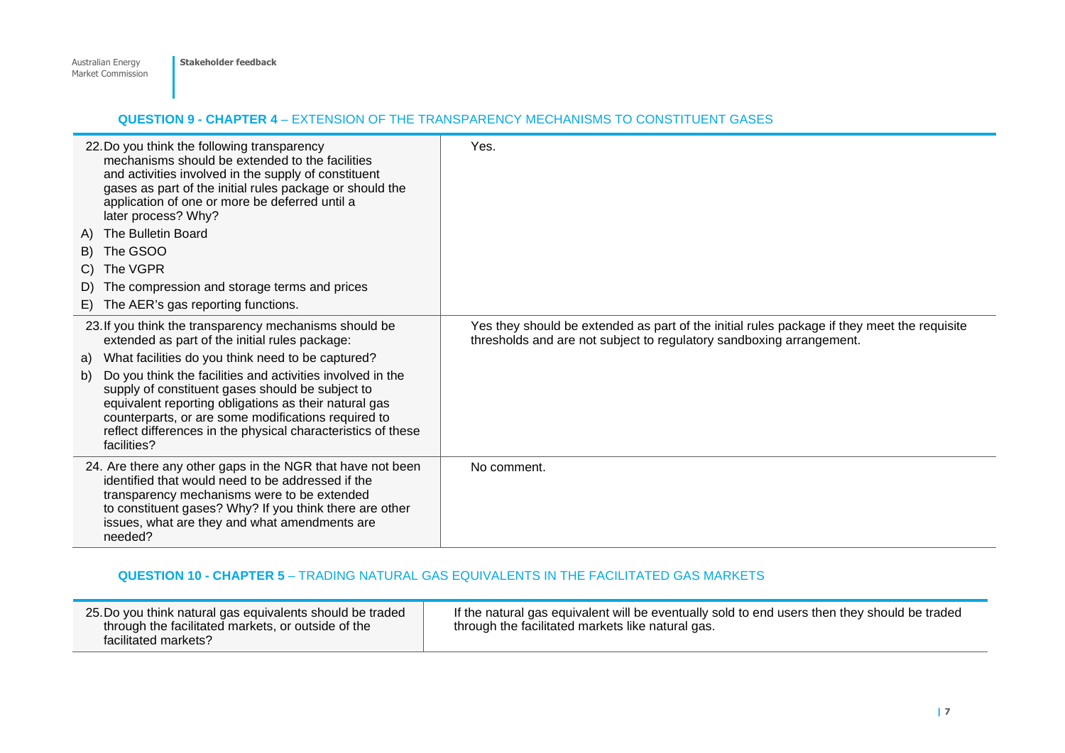### QUESTION 9 - CHAPTER 4 – EXTENSION OF THE TRANSPARENCY MECHANISMS TO CONSTITUENT GASES

| | |
|---|---|
| 22. Do you think the following transparency mechanisms should be extended to the facilities and activities involved in the supply of constituent gases as part of the initial rules package or should the application of one or more be deferred until a later process? Why?<br>A) The Bulletin Board<br>B) The GSOO<br>C) The VGPR<br>D) The compression and storage terms and prices<br>E) The AER's gas reporting functions. | Yes. |
| 23. If you think the transparency mechanisms should be extended as part of the initial rules package:<br>a) What facilities do you think need to be captured?<br>b) Do you think the facilities and activities involved in the supply of constituent gases should be subject to equivalent reporting obligations as their natural gas counterparts, or are some modifications required to reflect differences in the physical characteristics of these facilities? | Yes they should be extended as part of the initial rules package if they meet the requisite thresholds and are not subject to regulatory sandboxing arrangement. |
| 24. Are there any other gaps in the NGR that have not been identified that would need to be addressed if the transparency mechanisms were to be extended to constituent gases? Why? If you think there are other issues, what are they and what amendments are needed? | No comment. |

### QUESTION 10 - CHAPTER 5 – TRADING NATURAL GAS EQUIVALENTS IN THE FACILITATED GAS MARKETS

| | |
|---|---|
| 25. Do you think natural gas equivalents should be traded through the facilitated markets, or outside of the facilitated markets? | If the natural gas equivalent will be eventually sold to end users then they should be traded through the facilitated markets like natural gas. |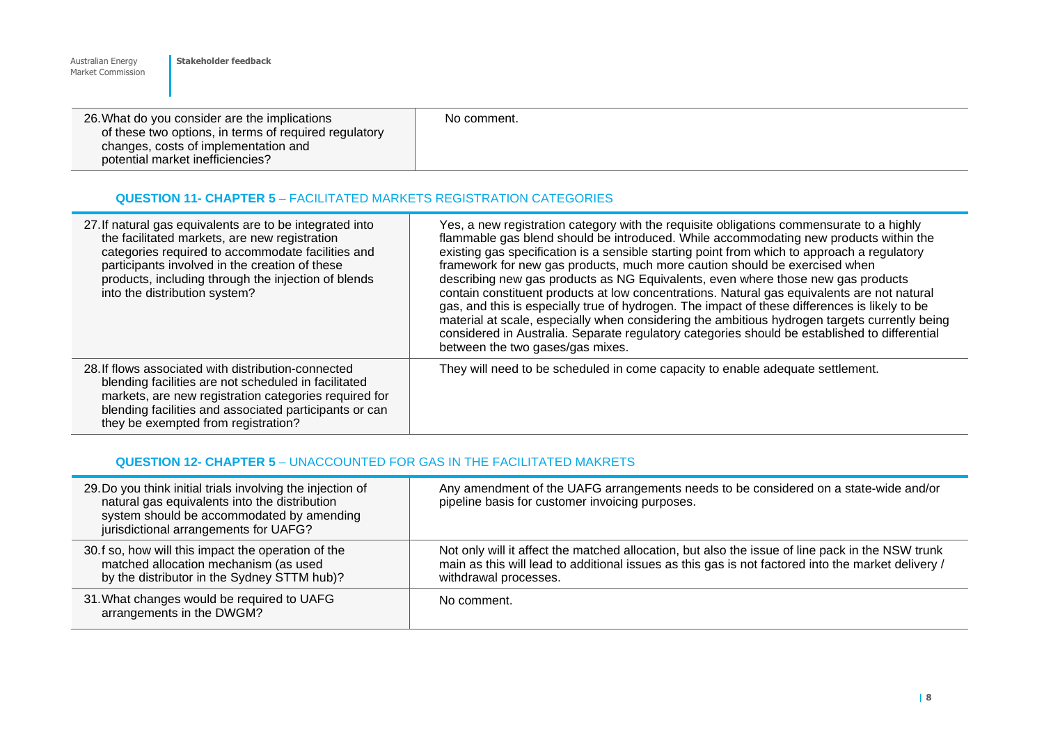| | |
|---|---|
| 26. What do you consider are the implications of these two options, in terms of required regulatory changes, costs of implementation and potential market inefficiencies? | No comment. |

### QUESTION 11- CHAPTER 5 – FACILITATED MARKETS REGISTRATION CATEGORIES

| | |
|---|---|
| 27. If natural gas equivalents are to be integrated into the facilitated markets, are new registration categories required to accommodate facilities and participants involved in the creation of these products, including through the injection of blends into the distribution system? | Yes, a new registration category with the requisite obligations commensurate to a highly flammable gas blend should be introduced. While accommodating new products within the existing gas specification is a sensible starting point from which to approach a regulatory framework for new gas products, much more caution should be exercised when describing new gas products as NG Equivalents, even where those new gas products contain constituent products at low concentrations. Natural gas equivalents are not natural gas, and this is especially true of hydrogen. The impact of these differences is likely to be material at scale, especially when considering the ambitious hydrogen targets currently being considered in Australia. Separate regulatory categories should be established to differential between the two gases/gas mixes. |
| 28. If flows associated with distribution-connected blending facilities are not scheduled in facilitated markets, are new registration categories required for blending facilities and associated participants or can they be exempted from registration? | They will need to be scheduled in come capacity to enable adequate settlement. |

### QUESTION 12- CHAPTER 5 – UNACCOUNTED FOR GAS IN THE FACILITATED MAKRETS

| | |
|---|---|
| 29. Do you think initial trials involving the injection of natural gas equivalents into the distribution system should be accommodated by amending jurisdictional arrangements for UAFG? | Any amendment of the UAFG arrangements needs to be considered on a state-wide and/or pipeline basis for customer invoicing purposes. |
| 30. f so, how will this impact the operation of the matched allocation mechanism (as used by the distributor in the Sydney STTM hub)? | Not only will it affect the matched allocation, but also the issue of line pack in the NSW trunk main as this will lead to additional issues as this gas is not factored into the market delivery / withdrawal processes. |
| 31. What changes would be required to UAFG arrangements in the DWGM? | No comment. |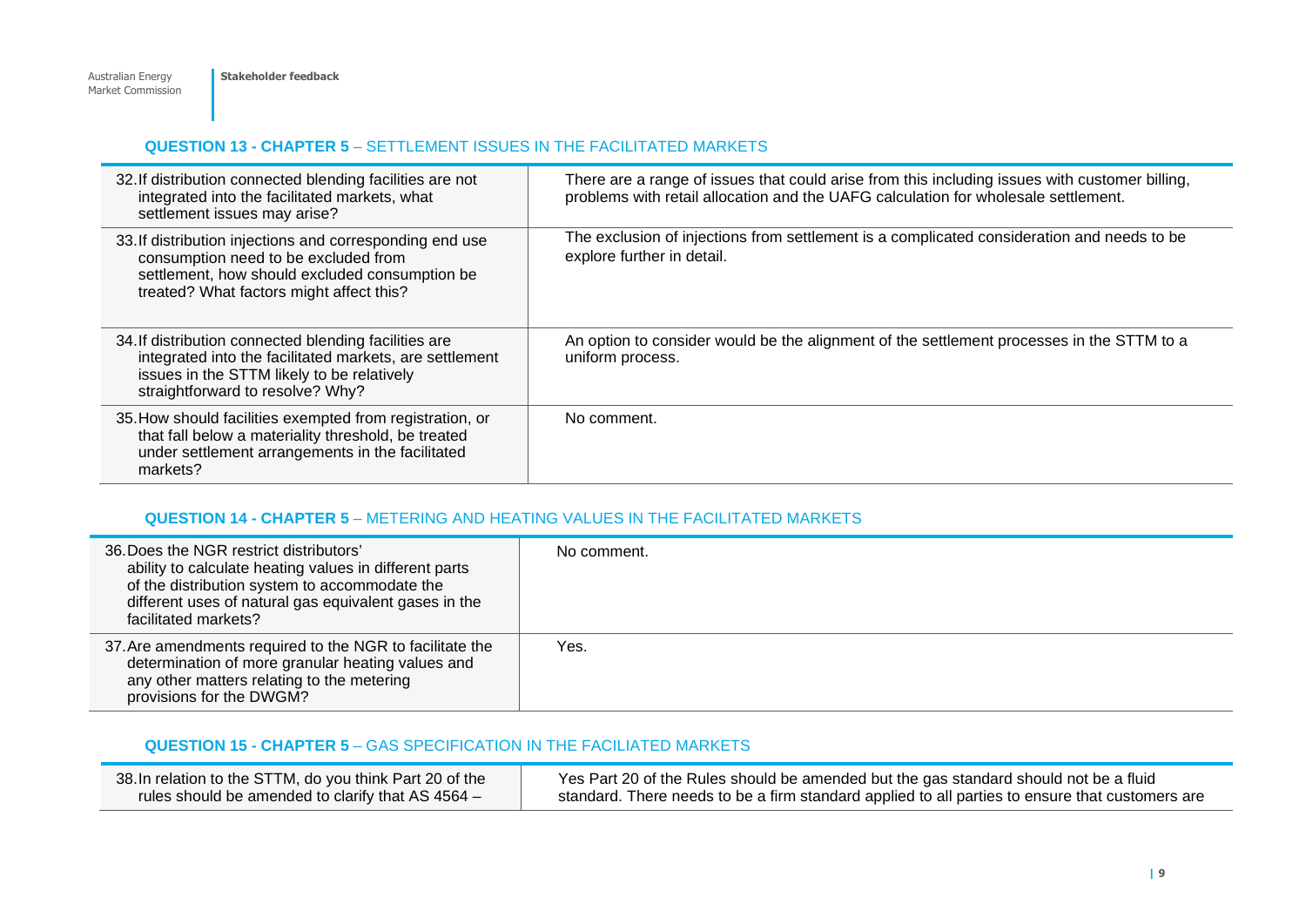### QUESTION 13 - CHAPTER 5 – SETTLEMENT ISSUES IN THE FACILITATED MARKETS

| | |
|---|---|
| 32. If distribution connected blending facilities are not integrated into the facilitated markets, what settlement issues may arise? | There are a range of issues that could arise from this including issues with customer billing, problems with retail allocation and the UAFG calculation for wholesale settlement. |
| 33. If distribution injections and corresponding end use consumption need to be excluded from settlement, how should excluded consumption be treated? What factors might affect this? | The exclusion of injections from settlement is a complicated consideration and needs to be explore further in detail. |
| 34. If distribution connected blending facilities are integrated into the facilitated markets, are settlement issues in the STTM likely to be relatively straightforward to resolve? Why? | An option to consider would be the alignment of the settlement processes in the STTM to a uniform process. |
| 35. How should facilities exempted from registration, or that fall below a materiality threshold, be treated under settlement arrangements in the facilitated markets? | No comment. |

### QUESTION 14 - CHAPTER 5 – METERING AND HEATING VALUES IN THE FACILITATED MARKETS

| | |
|---|---|
| 36. Does the NGR restrict distributors' ability to calculate heating values in different parts of the distribution system to accommodate the different uses of natural gas equivalent gases in the facilitated markets? | No comment. |
| 37. Are amendments required to the NGR to facilitate the determination of more granular heating values and any other matters relating to the metering provisions for the DWGM? | Yes. |

### QUESTION 15 - CHAPTER 5 – GAS SPECIFICATION IN THE FACILIATED MARKETS

| | |
|---|---|
| 38. In relation to the STTM, do you think Part 20 of the rules should be amended to clarify that AS 4564 – | Yes Part 20 of the Rules should be amended but the gas standard should not be a fluid standard. There needs to be a firm standard applied to all parties to ensure that customers are |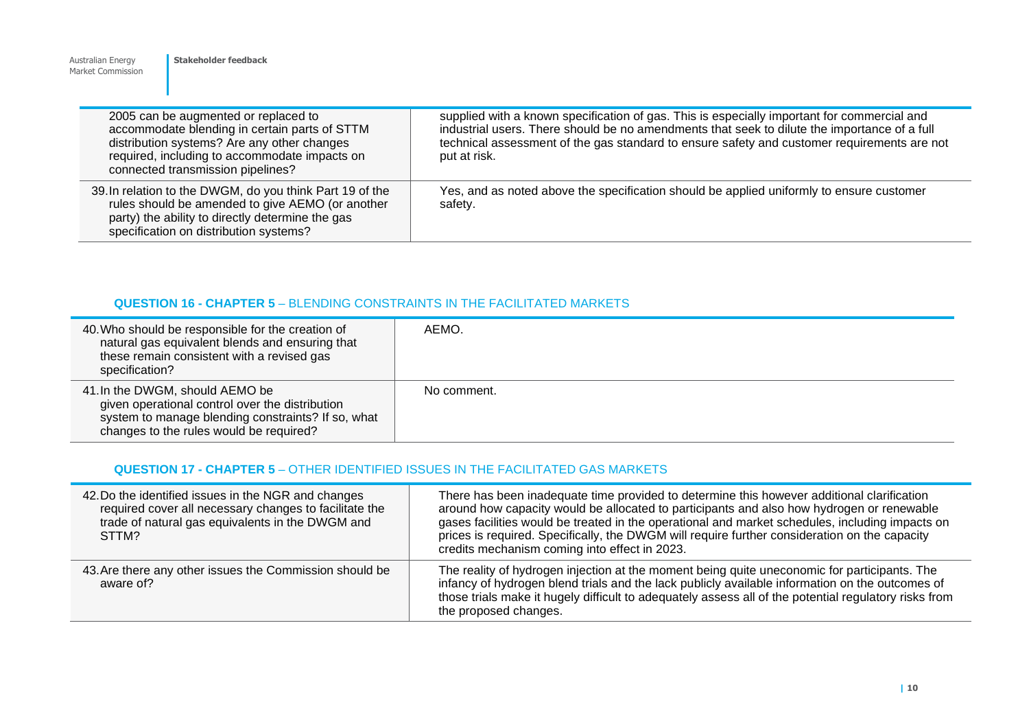| | |
|---|---|
| 2005 can be augmented or replaced to accommodate blending in certain parts of STTM distribution systems? Are any other changes required, including to accommodate impacts on connected transmission pipelines? | supplied with a known specification of gas. This is especially important for commercial and industrial users. There should be no amendments that seek to dilute the importance of a full technical assessment of the gas standard to ensure safety and customer requirements are not put at risk. |
| 39. In relation to the DWGM, do you think Part 19 of the rules should be amended to give AEMO (or another party) the ability to directly determine the gas specification on distribution systems? | Yes, and as noted above the specification should be applied uniformly to ensure customer safety. |

### QUESTION 16 - CHAPTER 5 – BLENDING CONSTRAINTS IN THE FACILITATED MARKETS

| | |
|---|---|
| 40. Who should be responsible for the creation of natural gas equivalent blends and ensuring that these remain consistent with a revised gas specification? | AEMO. |
| 41. In the DWGM, should AEMO be given operational control over the distribution system to manage blending constraints? If so, what changes to the rules would be required? | No comment. |

### QUESTION 17 - CHAPTER 5 – OTHER IDENTIFIED ISSUES IN THE FACILITATED GAS MARKETS

| | |
|---|---|
| 42. Do the identified issues in the NGR and changes required cover all necessary changes to facilitate the trade of natural gas equivalents in the DWGM and STTM? | There has been inadequate time provided to determine this however additional clarification around how capacity would be allocated to participants and also how hydrogen or renewable gases facilities would be treated in the operational and market schedules, including impacts on prices is required. Specifically, the DWGM will require further consideration on the capacity credits mechanism coming into effect in 2023. |
| 43. Are there any other issues the Commission should be aware of? | The reality of hydrogen injection at the moment being quite uneconomic for participants. The infancy of hydrogen blend trials and the lack publicly available information on the outcomes of those trials make it hugely difficult to adequately assess all of the potential regulatory risks from the proposed changes. |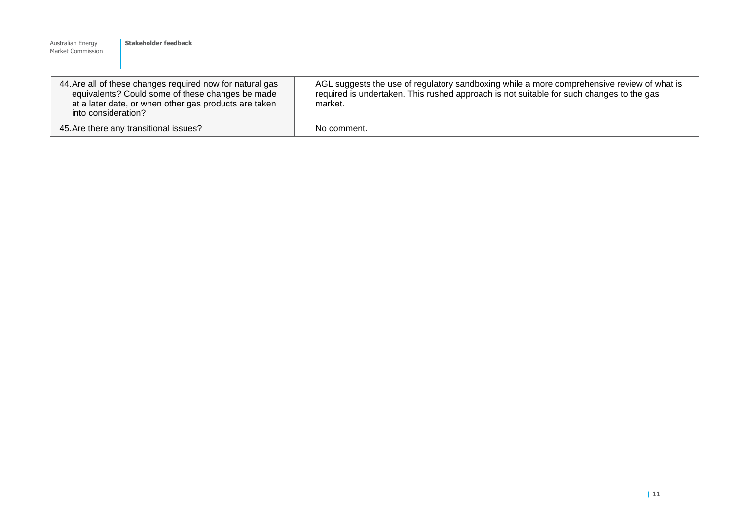| | |
|---|---|
| 44. Are all of these changes required now for natural gas equivalents? Could some of these changes be made at a later date, or when other gas products are taken into consideration? | AGL suggests the use of regulatory sandboxing while a more comprehensive review of what is required is undertaken. This rushed approach is not suitable for such changes to the gas market. |
| 45. Are there any transitional issues? | No comment. |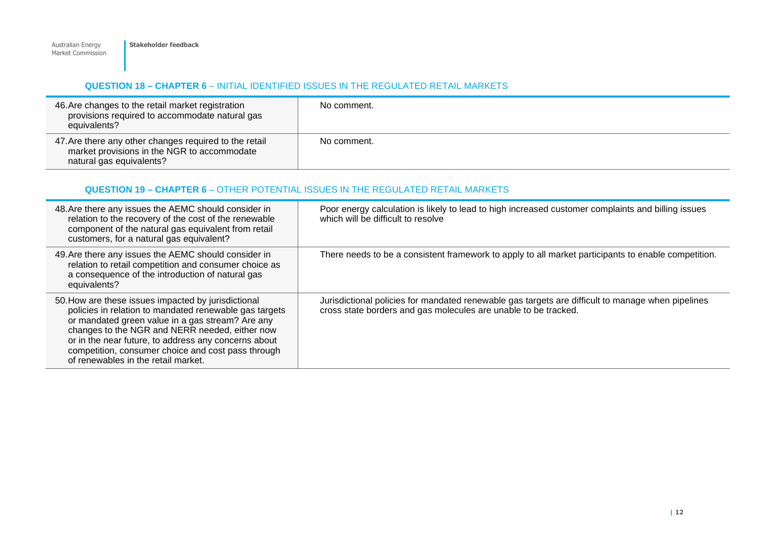### QUESTION 18 – CHAPTER 6 – INITIAL IDENTIFIED ISSUES IN THE REGULATED RETAIL MARKETS

| | |
|---|---|
| 46. Are changes to the retail market registration provisions required to accommodate natural gas equivalents? | No comment. |
| 47. Are there any other changes required to the retail market provisions in the NGR to accommodate natural gas equivalents? | No comment. |

### QUESTION 19 – CHAPTER 6 – OTHER POTENTIAL ISSUES IN THE REGULATED RETAIL MARKETS

| | |
|---|---|
| 48. Are there any issues the AEMC should consider in relation to the recovery of the cost of the renewable component of the natural gas equivalent from retail customers, for a natural gas equivalent? | Poor energy calculation is likely to lead to high increased customer complaints and billing issues which will be difficult to resolve |
| 49. Are there any issues the AEMC should consider in relation to retail competition and consumer choice as a consequence of the introduction of natural gas equivalents? | There needs to be a consistent framework to apply to all market participants to enable competition. |
| 50. How are these issues impacted by jurisdictional policies in relation to mandated renewable gas targets or mandated green value in a gas stream? Are any changes to the NGR and NERR needed, either now or in the near future, to address any concerns about competition, consumer choice and cost pass through of renewables in the retail market. | Jurisdictional policies for mandated renewable gas targets are difficult to manage when pipelines cross state borders and gas molecules are unable to be tracked. |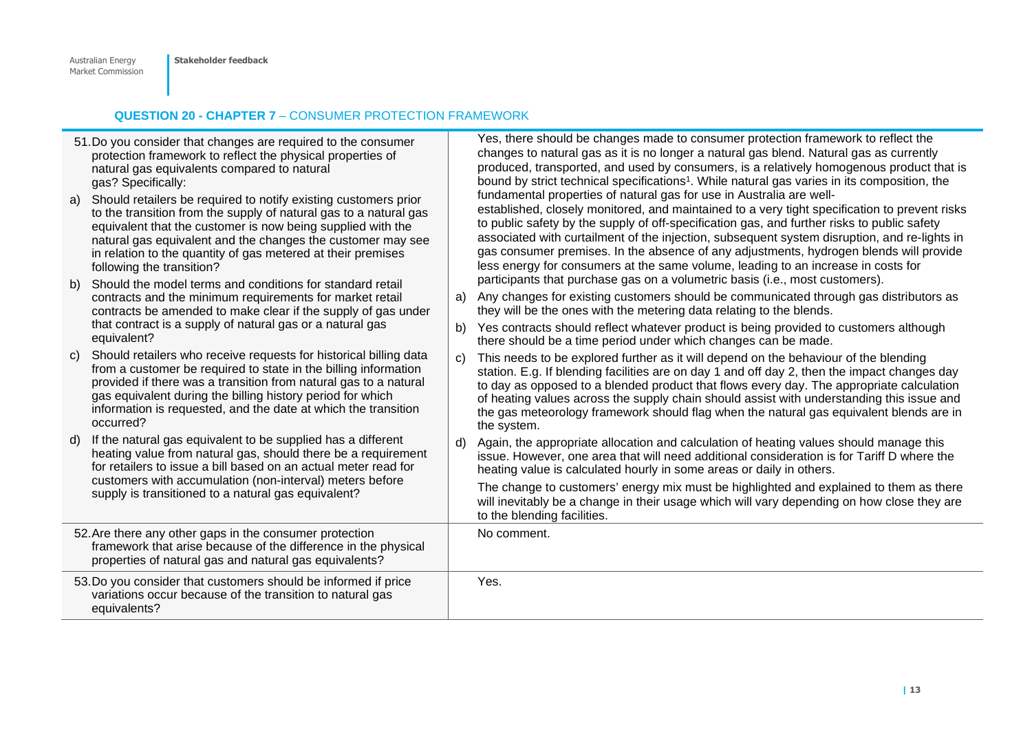## QUESTION 20 - CHAPTER 7 – CONSUMER PROTECTION FRAMEWORK

| Question | Response |
|---|---|
| 51. Do you consider that changes are required to the consumer protection framework to reflect the physical properties of natural gas equivalents compared to natural gas? Specifically:<br>a) Should retailers be required to notify existing customers prior to the transition from the supply of natural gas to a natural gas equivalent that the customer is now being supplied with the natural gas equivalent and the changes the customer may see in relation to the quantity of gas metered at their premises following the transition?<br>b) Should the model terms and conditions for standard retail contracts and the minimum requirements for market retail contracts be amended to make clear if the supply of gas under that contract is a supply of natural gas or a natural gas equivalent?<br>c) Should retailers who receive requests for historical billing data from a customer be required to state in the billing information provided if there was a transition from natural gas to a natural gas equivalent during the billing history period for which information is requested, and the date at which the transition occurred?<br>d) If the natural gas equivalent to be supplied has a different heating value from natural gas, should there be a requirement for retailers to issue a bill based on an actual meter read for customers with accumulation (non-interval) meters before supply is transitioned to a natural gas equivalent? | Yes, there should be changes made to consumer protection framework to reflect the changes to natural gas as it is no longer a natural gas blend. Natural gas as currently produced, transported, and used by consumers, is a relatively homogenous product that is bound by strict technical specifications[1]. While natural gas varies in its composition, the fundamental properties of natural gas for use in Australia are well-established, closely monitored, and maintained to a very tight specification to prevent risks to public safety by the supply of off-specification gas, and further risks to public safety associated with curtailment of the injection, subsequent system disruption, and re-lights in gas consumer premises. In the absence of any adjustments, hydrogen blends will provide less energy for consumers at the same volume, leading to an increase in costs for participants that purchase gas on a volumetric basis (i.e., most customers).<br>a) Any changes for existing customers should be communicated through gas distributors as they will be the ones with the metering data relating to the blends.<br>b) Yes contracts should reflect whatever product is being provided to customers although there should be a time period under which changes can be made.<br>c) This needs to be explored further as it will depend on the behaviour of the blending station. E.g. If blending facilities are on day 1 and off day 2, then the impact changes day to day as opposed to a blended product that flows every day. The appropriate calculation of heating values across the supply chain should assist with understanding this issue and the gas meteorology framework should flag when the natural gas equivalent blends are in the system.<br>d) Again, the appropriate allocation and calculation of heating values should manage this issue. However, one area that will need additional consideration is for Tariff D where the heating value is calculated hourly in some areas or daily in others.<br>The change to customers' energy mix must be highlighted and explained to them as there will inevitably be a change in their usage which will vary depending on how close they are to the blending facilities. |
| 52. Are there any other gaps in the consumer protection framework that arise because of the difference in the physical properties of natural gas and natural gas equivalents? | No comment. |
| 53. Do you consider that customers should be informed if price variations occur because of the transition to natural gas equivalents? | Yes. |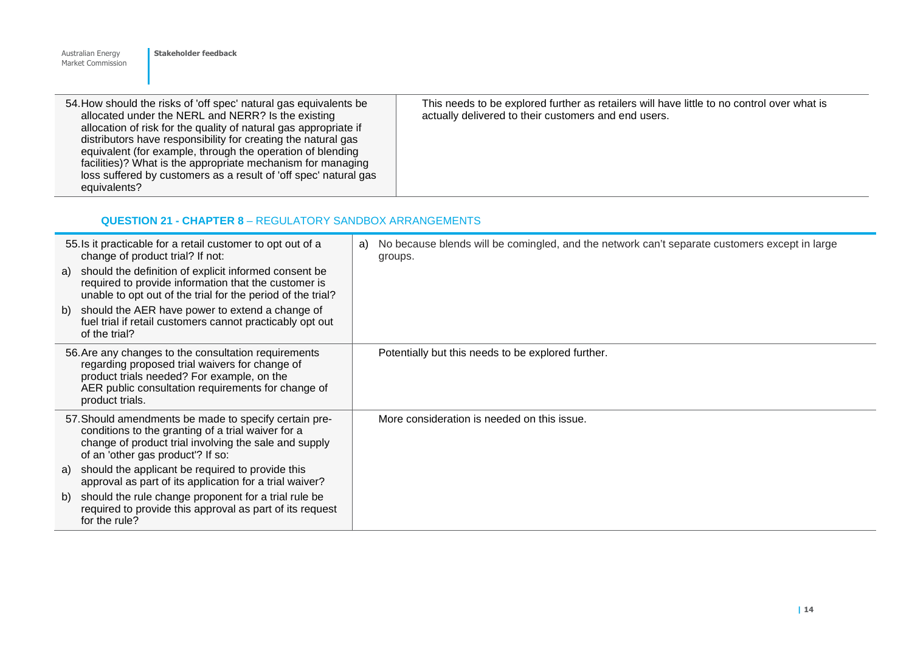| | |
|---|---|
| 54. How should the risks of 'off spec' natural gas equivalents be allocated under the NERL and NERR? Is the existing allocation of risk for the quality of natural gas appropriate if distributors have responsibility for creating the natural gas equivalent (for example, through the operation of blending facilities)? What is the appropriate mechanism for managing loss suffered by customers as a result of 'off spec' natural gas equivalents? | This needs to be explored further as retailers will have little to no control over what is actually delivered to their customers and end users. |

### QUESTION 21 - CHAPTER 8 – REGULATORY SANDBOX ARRANGEMENTS

| | |
|---|---|
| 55. Is it practicable for a retail customer to opt out of a change of product trial? If not:<br>a) should the definition of explicit informed consent be required to provide information that the customer is unable to opt out of the trial for the period of the trial?<br>b) should the AER have power to extend a change of fuel trial if retail customers cannot practicably opt out of the trial? | a) No because blends will be comingled, and the network can't separate customers except in large groups. |
| 56. Are any changes to the consultation requirements regarding proposed trial waivers for change of product trials needed? For example, on the AER public consultation requirements for change of product trials. | Potentially but this needs to be explored further. |
| 57. Should amendments be made to specify certain pre-conditions to the granting of a trial waiver for a change of product trial involving the sale and supply of an 'other gas product'? If so:<br>a) should the applicant be required to provide this approval as part of its application for a trial waiver?<br>b) should the rule change proponent for a trial rule be required to provide this approval as part of its request for the rule? | More consideration is needed on this issue. |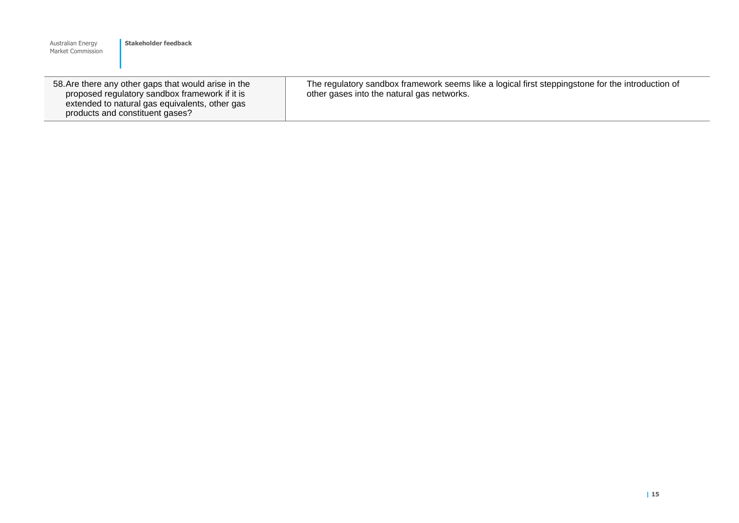| | |
|---|---|
| 58. Are there any other gaps that would arise in the proposed regulatory sandbox framework if it is extended to natural gas equivalents, other gas products and constituent gases? | The regulatory sandbox framework seems like a logical first steppingstone for the introduction of other gases into the natural gas networks. |